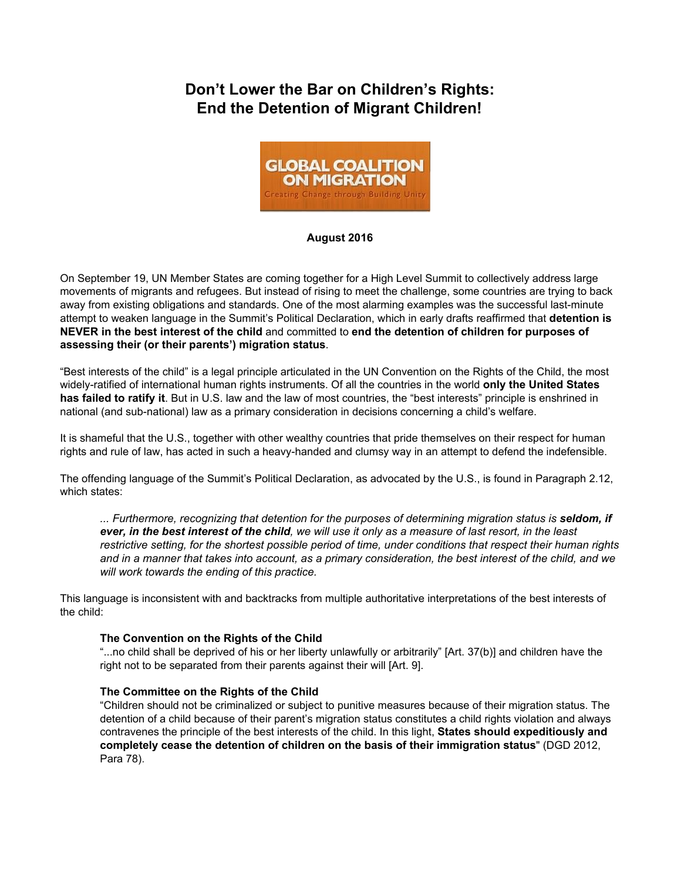# Don't Lower the Bar on Children's Rights: End the Detention of Migrant Children!

GLOBAL COALITION ON MIGRATION

Creating Change through Building Unity

**August 2016**

On September 19, UN Member States are coming together for a High Level Summit to collectively address large movements of migrants and refugees. But instead of rising to meet the challenge, some countries are trying to back away from existing obligations and standards. One of the most alarming examples was the successful last-minute attempt to weaken language in the Summit's Political Declaration, which in early drafts reaffirmed that **detention is NEVER in the best interest of the child** and committed to **end the detention of children for purposes of assessing their (or their parents') migration status**.

"Best interests of the child" is a legal principle articulated in the UN Convention on the Rights of the Child, the most widely-ratified of international human rights instruments. Of all the countries in the world **only the United States has failed to ratify it**. But in U.S. law and the law of most countries, the "best interests" principle is enshrined in national (and sub-national) law as a primary consideration in decisions concerning a child's welfare.

It is shameful that the U.S., together with other wealthy countries that pride themselves on their respect for human rights and rule of law, has acted in such a heavy-handed and clumsy way in an attempt to defend the indefensible.

The offending language of the Summit's Political Declaration, as advocated by the U.S., is found in Paragraph 2.12, which states:

> *... Furthermore, recognizing that detention for the purposes of determining migration status is **seldom, if ever, in the best interest of the child**, we will use it only as a measure of last resort, in the least restrictive setting, for the shortest possible period of time, under conditions that respect their human rights and in a manner that takes into account, as a primary consideration, the best interest of the child, and we will work towards the ending of this practice.*

This language is inconsistent with and backtracks from multiple authoritative interpretations of the best interests of the child:

> **The Convention on the Rights of the Child**
> "...no child shall be deprived of his or her liberty unlawfully or arbitrarily" [Art. 37(b)] and children have the right not to be separated from their parents against their will [Art. 9].
>
> **The Committee on the Rights of the Child**
> "Children should not be criminalized or subject to punitive measures because of their migration status. The detention of a child because of their parent's migration status constitutes a child rights violation and always contravenes the principle of the best interests of the child. In this light, **States should expeditiously and completely cease the detention of children on the basis of their immigration status**" (DGD 2012, Para 78).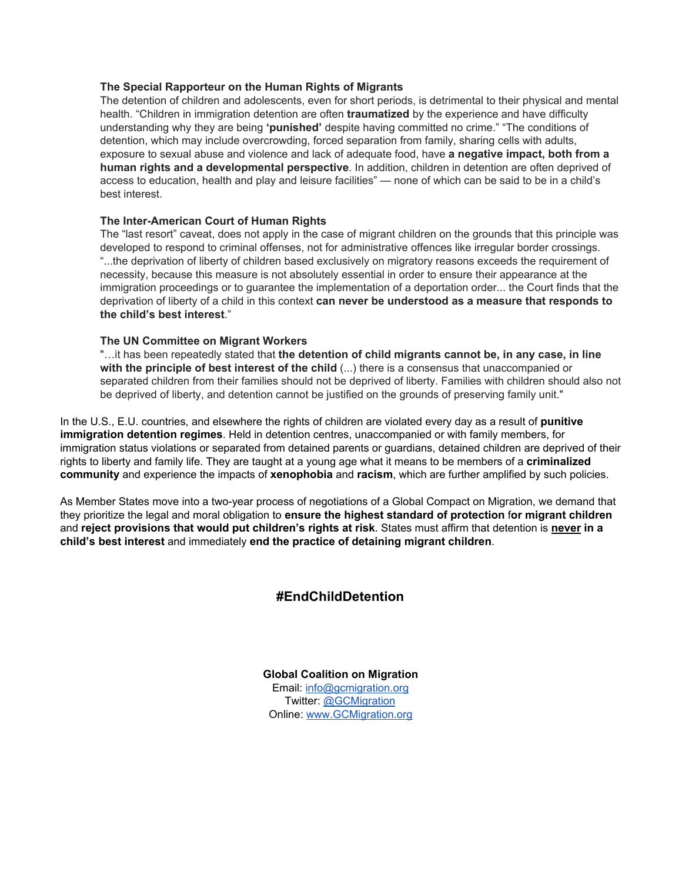**The Special Rapporteur on the Human Rights of Migrants**
The detention of children and adolescents, even for short periods, is detrimental to their physical and mental health. "Children in immigration detention are often **traumatized** by the experience and have difficulty understanding why they are being **'punished'** despite having committed no crime." "The conditions of detention, which may include overcrowding, forced separation from family, sharing cells with adults, exposure to sexual abuse and violence and lack of adequate food, have **a negative impact, both from a human rights and a developmental perspective**. In addition, children in detention are often deprived of access to education, health and play and leisure facilities" — none of which can be said to be in a child's best interest.

**The Inter-American Court of Human Rights**
The "last resort" caveat, does not apply in the case of migrant children on the grounds that this principle was developed to respond to criminal offenses, not for administrative offences like irregular border crossings. "...the deprivation of liberty of children based exclusively on migratory reasons exceeds the requirement of necessity, because this measure is not absolutely essential in order to ensure their appearance at the immigration proceedings or to guarantee the implementation of a deportation order... the Court finds that the deprivation of liberty of a child in this context **can never be understood as a measure that responds to the child's best interest**."

**The UN Committee on Migrant Workers**
"…it has been repeatedly stated that **the detention of child migrants cannot be, in any case, in line with the principle of best interest of the child** (...) there is a consensus that unaccompanied or separated children from their families should not be deprived of liberty. Families with children should also not be deprived of liberty, and detention cannot be justified on the grounds of preserving family unit."

In the U.S., E.U. countries, and elsewhere the rights of children are violated every day as a result of **punitive immigration detention regimes**. Held in detention centres, unaccompanied or with family members, for immigration status violations or separated from detained parents or guardians, detained children are deprived of their rights to liberty and family life. They are taught at a young age what it means to be members of a **criminalized community** and experience the impacts of **xenophobia** and **racism**, which are further amplified by such policies.

As Member States move into a two-year process of negotiations of a Global Compact on Migration, we demand that they prioritize the legal and moral obligation to **ensure the highest standard of protection for migrant children** and **reject provisions that would put children's rights at risk**. States must affirm that detention is **never in a child's best interest** and immediately **end the practice of detaining migrant children**.

## #EndChildDetention

**Global Coalition on Migration**
Email: info@gcmigration.org
Twitter: @GCMigration
Online: www.GCMigration.org